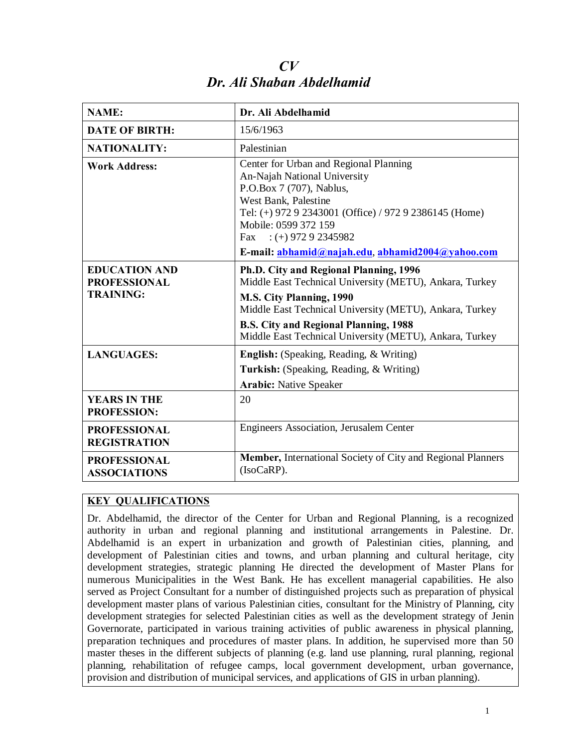# *CV*
# *Dr. Ali Shaban Abdelhamid*

| | |
|---|---|
| **NAME:** | **Dr. Ali Abdelhamid** |
| **DATE OF BIRTH:** | 15/6/1963 |
| **NATIONALITY:** | Palestinian |
| **Work Address:** | Center for Urban and Regional Planning<br>An-Najah National University<br>P.O.Box 7 (707), Nablus,<br>West Bank, Palestine<br>Tel: (+) 972 9 2343001 (Office) / 972 9 2386145 (Home)<br>Mobile: 0599 372 159<br>Fax : (+) 972 9 2345982<br>**E-mail: abhamid@najah.edu, abhamid2004@yahoo.com** |
| **EDUCATION AND PROFESSIONAL TRAINING:** | **Ph.D. City and Regional Planning, 1996**<br>Middle East Technical University (METU), Ankara, Turkey<br>**M.S. City Planning, 1990**<br>Middle East Technical University (METU), Ankara, Turkey<br>**B.S. City and Regional Planning, 1988**<br>Middle East Technical University (METU), Ankara, Turkey |
| **LANGUAGES:** | **English:** (Speaking, Reading, & Writing)<br>**Turkish:** (Speaking, Reading, & Writing)<br>**Arabic:** Native Speaker |
| **YEARS IN THE PROFESSION:** | 20 |
| **PROFESSIONAL REGISTRATION** | Engineers Association, Jerusalem Center |
| **PROFESSIONAL ASSOCIATIONS** | **Member,** International Society of City and Regional Planners (IsoCaRP). |

## KEY QUALIFICATIONS

Dr. Abdelhamid, the director of the Center for Urban and Regional Planning, is a recognized authority in urban and regional planning and institutional arrangements in Palestine. Dr. Abdelhamid is an expert in urbanization and growth of Palestinian cities, planning, and development of Palestinian cities and towns, and urban planning and cultural heritage, city development strategies, strategic planning He directed the development of Master Plans for numerous Municipalities in the West Bank. He has excellent managerial capabilities. He also served as Project Consultant for a number of distinguished projects such as preparation of physical development master plans of various Palestinian cities, consultant for the Ministry of Planning, city development strategies for selected Palestinian cities as well as the development strategy of Jenin Governorate, participated in various training activities of public awareness in physical planning, preparation techniques and procedures of master plans. In addition, he supervised more than 50 master theses in the different subjects of planning (e.g. land use planning, rural planning, regional planning, rehabilitation of refugee camps, local government development, urban governance, provision and distribution of municipal services, and applications of GIS in urban planning).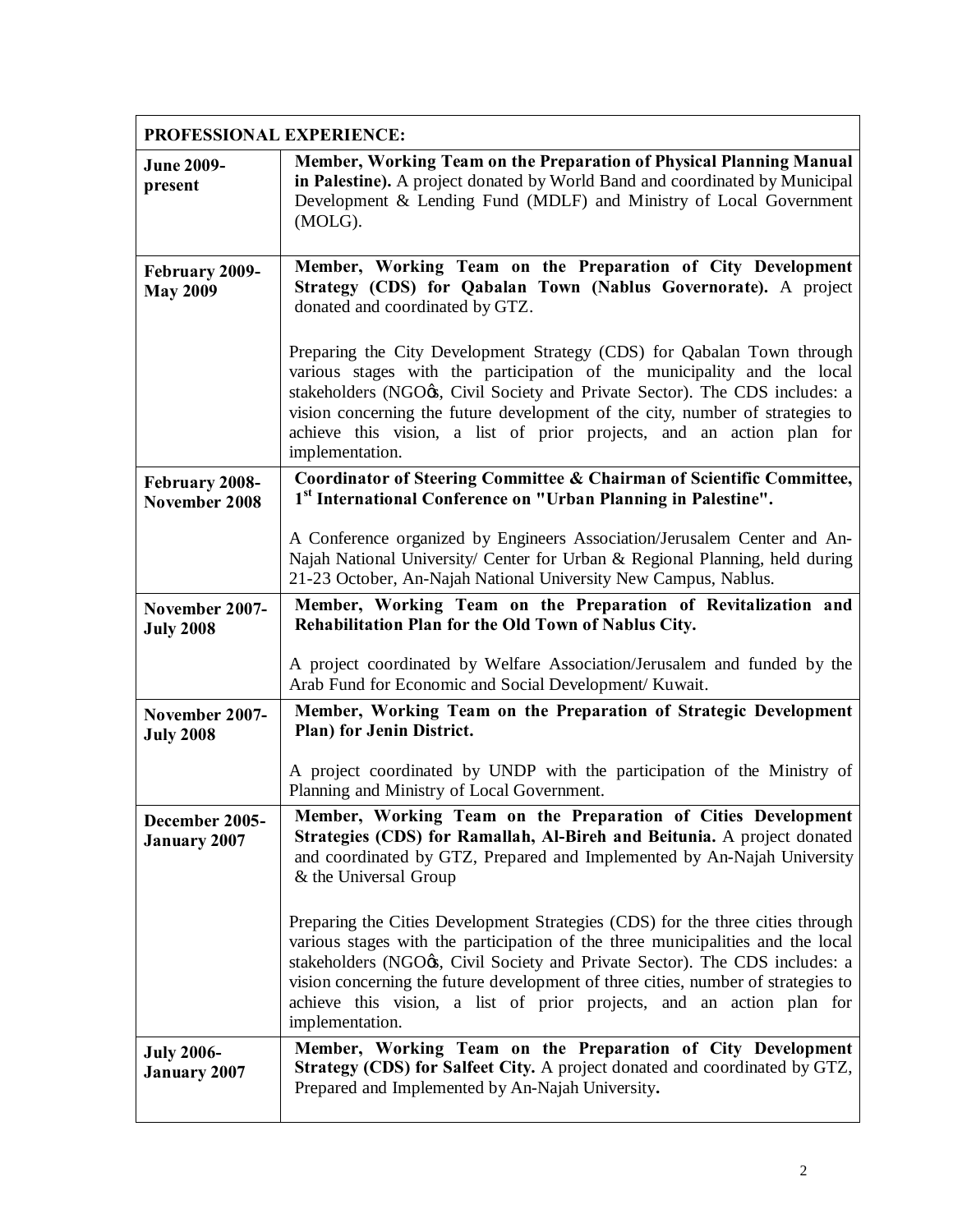| PROFESSIONAL EXPERIENCE: | |
|---|---|
| **June 2009-present** | **Member, Working Team on the Preparation of Physical Planning Manual in Palestine).** A project donated by World Band and coordinated by Municipal Development & Lending Fund (MDLF) and Ministry of Local Government (MOLG). |
| **February 2009-May 2009** | **Member, Working Team on the Preparation of City Development Strategy (CDS) for Qabalan Town (Nablus Governorate).** A project donated and coordinated by GTZ.<br><br>Preparing the City Development Strategy (CDS) for Qabalan Town through various stages with the participation of the municipality and the local stakeholders (NGOøs, Civil Society and Private Sector). The CDS includes: a vision concerning the future development of the city, number of strategies to achieve this vision, a list of prior projects, and an action plan for implementation. |
| **February 2008-November 2008** | **Coordinator of Steering Committee & Chairman of Scientific Committee, 1st International Conference on "Urban Planning in Palestine".**<br><br>A Conference organized by Engineers Association/Jerusalem Center and An-Najah National University/ Center for Urban & Regional Planning, held during 21-23 October, An-Najah National University New Campus, Nablus. |
| **November 2007-July 2008** | **Member, Working Team on the Preparation of Revitalization and Rehabilitation Plan for the Old Town of Nablus City.**<br><br>A project coordinated by Welfare Association/Jerusalem and funded by the Arab Fund for Economic and Social Development/ Kuwait. |
| **November 2007-July 2008** | **Member, Working Team on the Preparation of Strategic Development Plan) for Jenin District.**<br><br>A project coordinated by UNDP with the participation of the Ministry of Planning and Ministry of Local Government. |
| **December 2005-January 2007** | **Member, Working Team on the Preparation of Cities Development Strategies (CDS) for Ramallah, Al-Bireh and Beitunia.** A project donated and coordinated by GTZ, Prepared and Implemented by An-Najah University & the Universal Group<br><br>Preparing the Cities Development Strategies (CDS) for the three cities through various stages with the participation of the three municipalities and the local stakeholders (NGOøs, Civil Society and Private Sector). The CDS includes: a vision concerning the future development of three cities, number of strategies to achieve this vision, a list of prior projects, and an action plan for implementation. |
| **July 2006-January 2007** | **Member, Working Team on the Preparation of City Development Strategy (CDS) for Salfeet City.** A project donated and coordinated by GTZ, Prepared and Implemented by An-Najah University**.** |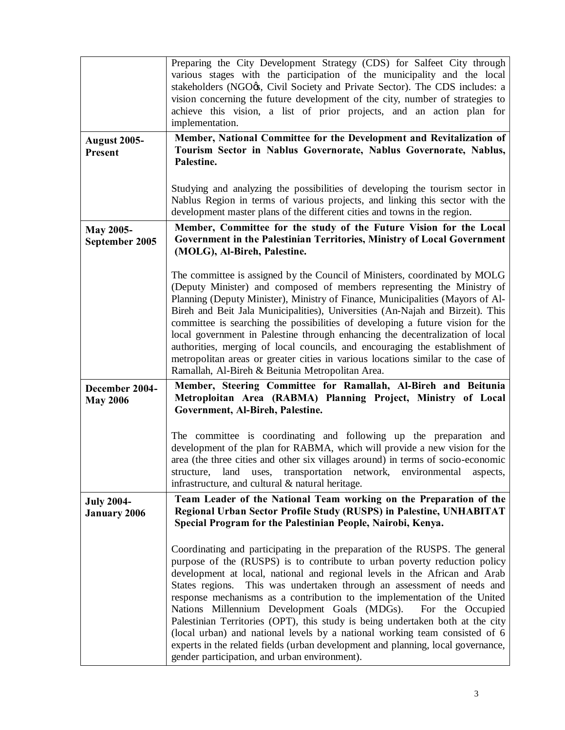| | |
|---|---|
| | Preparing the City Development Strategy (CDS) for Salfeet City through various stages with the participation of the municipality and the local stakeholders (NGOǿs, Civil Society and Private Sector). The CDS includes: a vision concerning the future development of the city, number of strategies to achieve this vision, a list of prior projects, and an action plan for implementation. |
| **August 2005-Present** | **Member, National Committee for the Development and Revitalization of Tourism Sector in Nablus Governorate, Nablus Governorate, Nablus, Palestine.**<br><br>Studying and analyzing the possibilities of developing the tourism sector in Nablus Region in terms of various projects, and linking this sector with the development master plans of the different cities and towns in the region. |
| **May 2005-September 2005** | **Member, Committee for the study of the Future Vision for the Local Government in the Palestinian Territories, Ministry of Local Government (MOLG), Al-Bireh, Palestine.**<br><br>The committee is assigned by the Council of Ministers, coordinated by MOLG (Deputy Minister) and composed of members representing the Ministry of Planning (Deputy Minister), Ministry of Finance, Municipalities (Mayors of Al-Bireh and Beit Jala Municipalities), Universities (An-Najah and Birzeit). This committee is searching the possibilities of developing a future vision for the local government in Palestine through enhancing the decentralization of local authorities, merging of local councils, and encouraging the establishment of metropolitan areas or greater cities in various locations similar to the case of Ramallah, Al-Bireh & Beitunia Metropolitan Area. |
| **December 2004-May 2006** | **Member, Steering Committee for Ramallah, Al-Bireh and Beitunia Metroploitan Area (RABMA) Planning Project, Ministry of Local Government, Al-Bireh, Palestine.**<br><br>The committee is coordinating and following up the preparation and development of the plan for RABMA, which will provide a new vision for the area (the three cities and other six villages around) in terms of socio-economic structure, land uses, transportation network, environmental aspects, infrastructure, and cultural & natural heritage. |
| **July 2004-January 2006** | **Team Leader of the National Team working on the Preparation of the Regional Urban Sector Profile Study (RUSPS) in Palestine, UNHABITAT Special Program for the Palestinian People, Nairobi, Kenya.**<br><br>Coordinating and participating in the preparation of the RUSPS. The general purpose of the (RUSPS) is to contribute to urban poverty reduction policy development at local, national and regional levels in the African and Arab States regions. This was undertaken through an assessment of needs and response mechanisms as a contribution to the implementation of the United Nations Millennium Development Goals (MDGs). For the Occupied Palestinian Territories (OPT), this study is being undertaken both at the city (local urban) and national levels by a national working team consisted of 6 experts in the related fields (urban development and planning, local governance, gender participation, and urban environment). |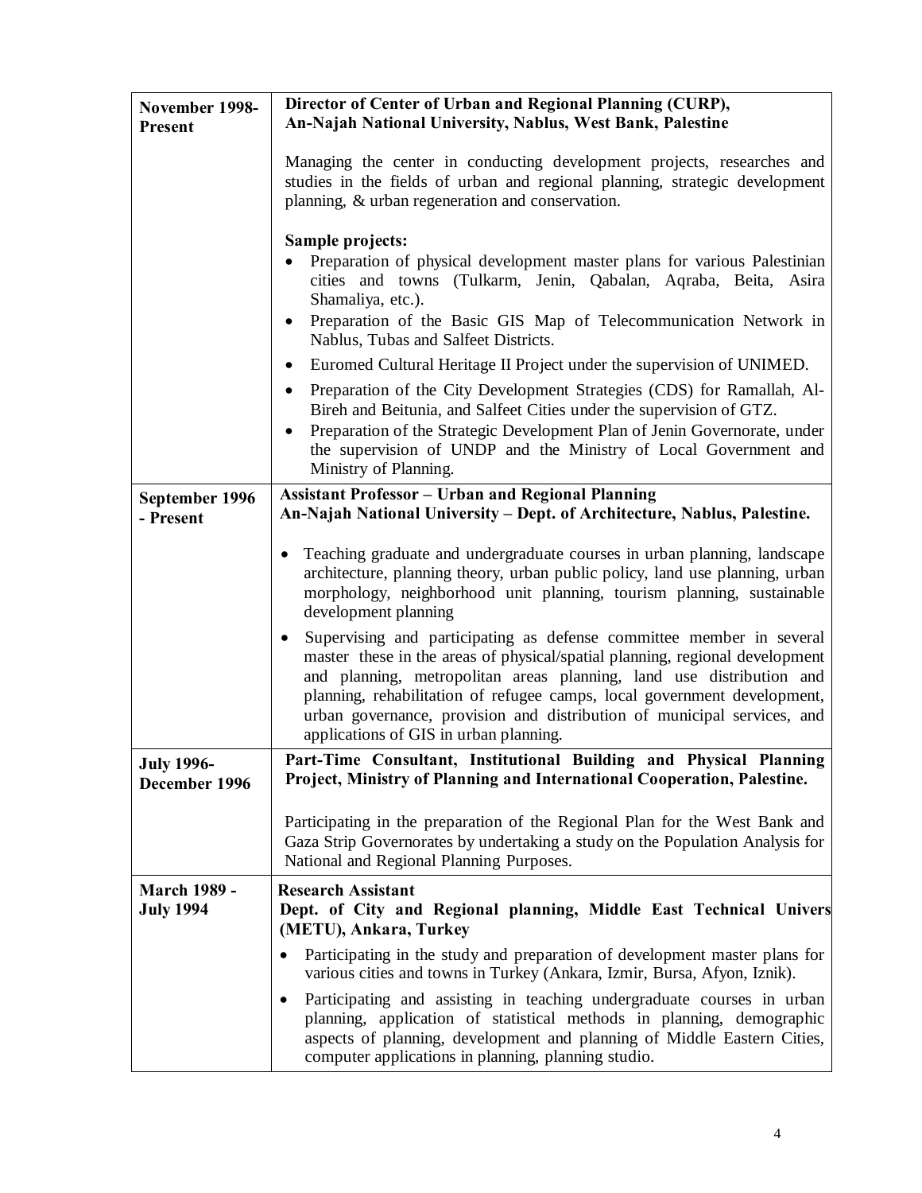| | |
|---|---|
| **November 1998-Present** | **Director of Center of Urban and Regional Planning (CURP), An-Najah National University, Nablus, West Bank, Palestine**<br><br>Managing the center in conducting development projects, researches and studies in the fields of urban and regional planning, strategic development planning, & urban regeneration and conservation.<br><br>**Sample projects:**<br>• Preparation of physical development master plans for various Palestinian cities and towns (Tulkarm, Jenin, Qabalan, Aqraba, Beita, Asira Shamaliya, etc.).<br>• Preparation of the Basic GIS Map of Telecommunication Network in Nablus, Tubas and Salfeet Districts.<br>• Euromed Cultural Heritage II Project under the supervision of UNIMED.<br>• Preparation of the City Development Strategies (CDS) for Ramallah, Al-Bireh and Beitunia, and Salfeet Cities under the supervision of GTZ.<br>• Preparation of the Strategic Development Plan of Jenin Governorate, under the supervision of UNDP and the Ministry of Local Government and Ministry of Planning. |
| **September 1996 - Present** | **Assistant Professor – Urban and Regional Planning**<br>**An-Najah National University – Dept. of Architecture, Nablus, Palestine.**<br><br>• Teaching graduate and undergraduate courses in urban planning, landscape architecture, planning theory, urban public policy, land use planning, urban morphology, neighborhood unit planning, tourism planning, sustainable development planning<br>• Supervising and participating as defense committee member in several master these in the areas of physical/spatial planning, regional development and planning, metropolitan areas planning, land use distribution and planning, rehabilitation of refugee camps, local government development, urban governance, provision and distribution of municipal services, and applications of GIS in urban planning. |
| **July 1996-December 1996** | **Part-Time Consultant, Institutional Building and Physical Planning Project, Ministry of Planning and International Cooperation, Palestine.**<br><br>Participating in the preparation of the Regional Plan for the West Bank and Gaza Strip Governorates by undertaking a study on the Population Analysis for National and Regional Planning Purposes. |
| **March 1989 - July 1994** | **Research Assistant**<br>**Dept. of City and Regional planning, Middle East Technical Univers (METU), Ankara, Turkey**<br><br>• Participating in the study and preparation of development master plans for various cities and towns in Turkey (Ankara, Izmir, Bursa, Afyon, Iznik).<br>• Participating and assisting in teaching undergraduate courses in urban planning, application of statistical methods in planning, demographic aspects of planning, development and planning of Middle Eastern Cities, computer applications in planning, planning studio. |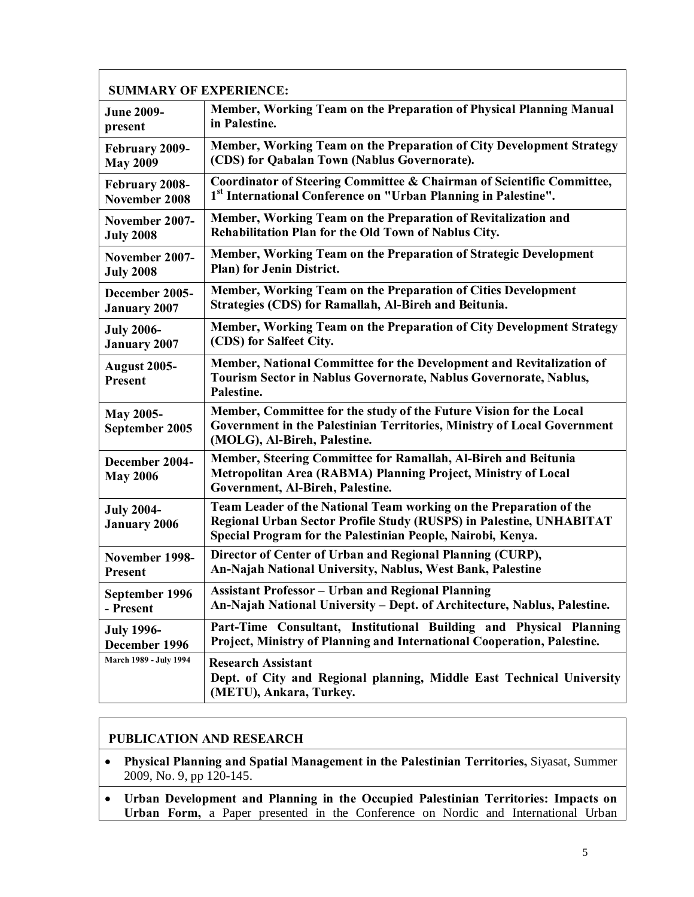## SUMMARY OF EXPERIENCE:

| | |
|---|---|
| **June 2009-present** | **Member, Working Team on the Preparation of Physical Planning Manual in Palestine.** |
| **February 2009-May 2009** | **Member, Working Team on the Preparation of City Development Strategy (CDS) for Qabalan Town (Nablus Governorate).** |
| **February 2008-November 2008** | **Coordinator of Steering Committee & Chairman of Scientific Committee, 1st International Conference on "Urban Planning in Palestine".** |
| **November 2007-July 2008** | **Member, Working Team on the Preparation of Revitalization and Rehabilitation Plan for the Old Town of Nablus City.** |
| **November 2007-July 2008** | **Member, Working Team on the Preparation of Strategic Development Plan) for Jenin District.** |
| **December 2005-January 2007** | **Member, Working Team on the Preparation of Cities Development Strategies (CDS) for Ramallah, Al-Bireh and Beitunia.** |
| **July 2006-January 2007** | **Member, Working Team on the Preparation of City Development Strategy (CDS) for Salfeet City.** |
| **August 2005-Present** | **Member, National Committee for the Development and Revitalization of Tourism Sector in Nablus Governorate, Nablus Governorate, Nablus, Palestine.** |
| **May 2005-September 2005** | **Member, Committee for the study of the Future Vision for the Local Government in the Palestinian Territories, Ministry of Local Government (MOLG), Al-Bireh, Palestine.** |
| **December 2004-May 2006** | **Member, Steering Committee for Ramallah, Al-Bireh and Beitunia Metropolitan Area (RABMA) Planning Project, Ministry of Local Government, Al-Bireh, Palestine.** |
| **July 2004-January 2006** | **Team Leader of the National Team working on the Preparation of the Regional Urban Sector Profile Study (RUSPS) in Palestine, UNHABITAT Special Program for the Palestinian People, Nairobi, Kenya.** |
| **November 1998-Present** | **Director of Center of Urban and Regional Planning (CURP), An-Najah National University, Nablus, West Bank, Palestine** |
| **September 1996 - Present** | **Assistant Professor – Urban and Regional Planning An-Najah National University – Dept. of Architecture, Nablus, Palestine.** |
| **July 1996-December 1996** | **Part-Time Consultant, Institutional Building and Physical Planning Project, Ministry of Planning and International Cooperation, Palestine.** |
| **March 1989 - July 1994** | **Research Assistant Dept. of City and Regional planning, Middle East Technical University (METU), Ankara, Turkey.** |

## PUBLICATION AND RESEARCH

- **Physical Planning and Spatial Management in the Palestinian Territories,** Siyasat, Summer 2009, No. 9, pp 120-145.
- **Urban Development and Planning in the Occupied Palestinian Territories: Impacts on Urban Form,** a Paper presented in the Conference on Nordic and International Urban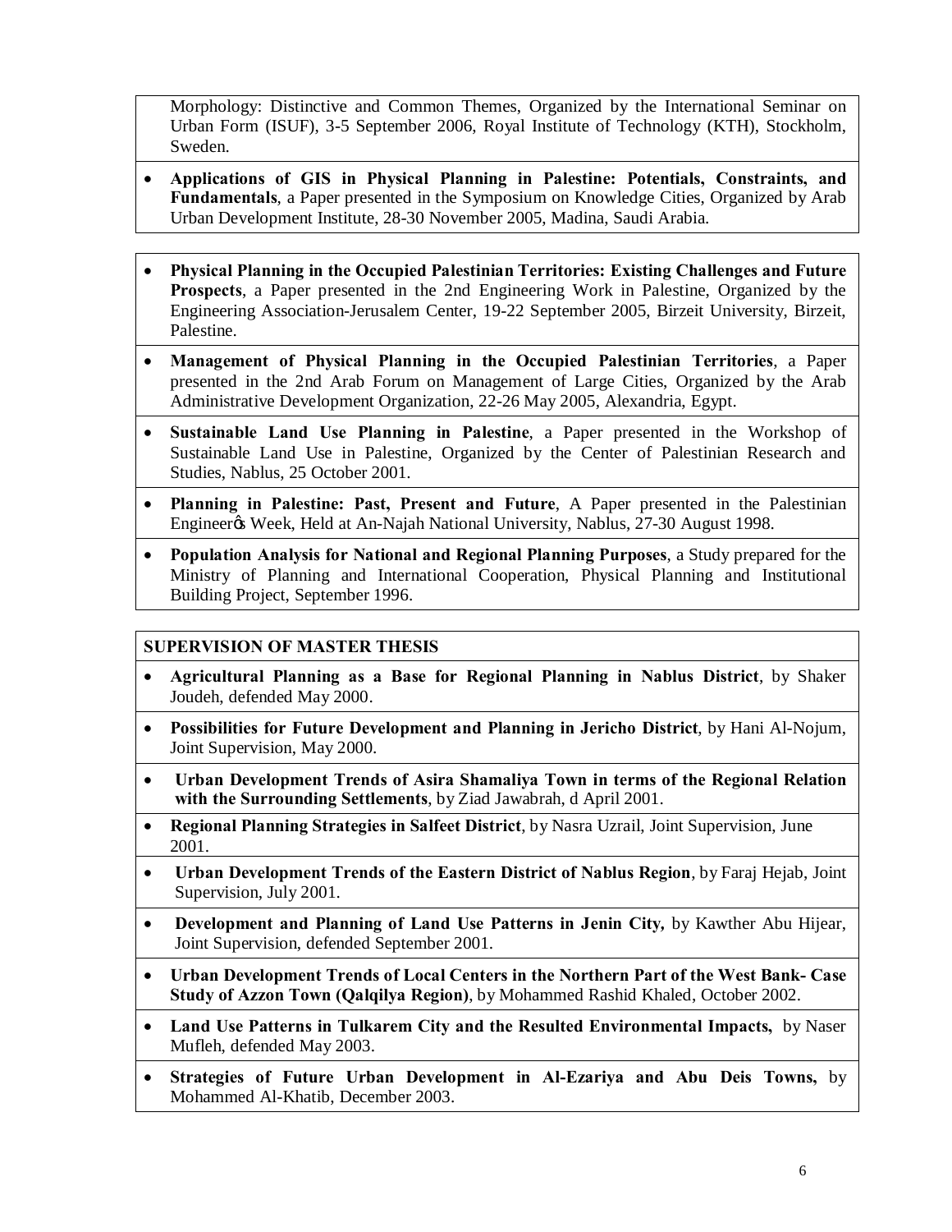Morphology: Distinctive and Common Themes, Organized by the International Seminar on Urban Form (ISUF), 3-5 September 2006, Royal Institute of Technology (KTH), Stockholm, Sweden.

- **Applications of GIS in Physical Planning in Palestine: Potentials, Constraints, and Fundamentals**, a Paper presented in the Symposium on Knowledge Cities, Organized by Arab Urban Development Institute, 28-30 November 2005, Madina, Saudi Arabia.

- **Physical Planning in the Occupied Palestinian Territories: Existing Challenges and Future Prospects**, a Paper presented in the 2nd Engineering Work in Palestine, Organized by the Engineering Association-Jerusalem Center, 19-22 September 2005, Birzeit University, Birzeit, Palestine.
- **Management of Physical Planning in the Occupied Palestinian Territories**, a Paper presented in the 2nd Arab Forum on Management of Large Cities, Organized by the Arab Administrative Development Organization, 22-26 May 2005, Alexandria, Egypt.
- **Sustainable Land Use Planning in Palestine**, a Paper presented in the Workshop of Sustainable Land Use in Palestine, Organized by the Center of Palestinian Research and Studies, Nablus, 25 October 2001.
- **Planning in Palestine: Past, Present and Future**, A Paper presented in the Palestinian Engineerӧs Week, Held at An-Najah National University, Nablus, 27-30 August 1998.
- **Population Analysis for National and Regional Planning Purposes**, a Study prepared for the Ministry of Planning and International Cooperation, Physical Planning and Institutional Building Project, September 1996.

**SUPERVISION OF MASTER THESIS**

- **Agricultural Planning as a Base for Regional Planning in Nablus District**, by Shaker Joudeh, defended May 2000.
- **Possibilities for Future Development and Planning in Jericho District**, by Hani Al-Nojum, Joint Supervision, May 2000.
- **Urban Development Trends of Asira Shamaliya Town in terms of the Regional Relation with the Surrounding Settlements**, by Ziad Jawabrah, d April 2001.
- **Regional Planning Strategies in Salfeet District**, by Nasra Uzrail, Joint Supervision, June 2001.
- **Urban Development Trends of the Eastern District of Nablus Region**, by Faraj Hejab, Joint Supervision, July 2001.
- **Development and Planning of Land Use Patterns in Jenin City,** by Kawther Abu Hijear, Joint Supervision, defended September 2001.
- **Urban Development Trends of Local Centers in the Northern Part of the West Bank- Case Study of Azzon Town (Qalqilya Region)**, by Mohammed Rashid Khaled, October 2002.
- **Land Use Patterns in Tulkarem City and the Resulted Environmental Impacts,** by Naser Mufleh, defended May 2003.
- **Strategies of Future Urban Development in Al-Ezariya and Abu Deis Towns,** by Mohammed Al-Khatib, December 2003.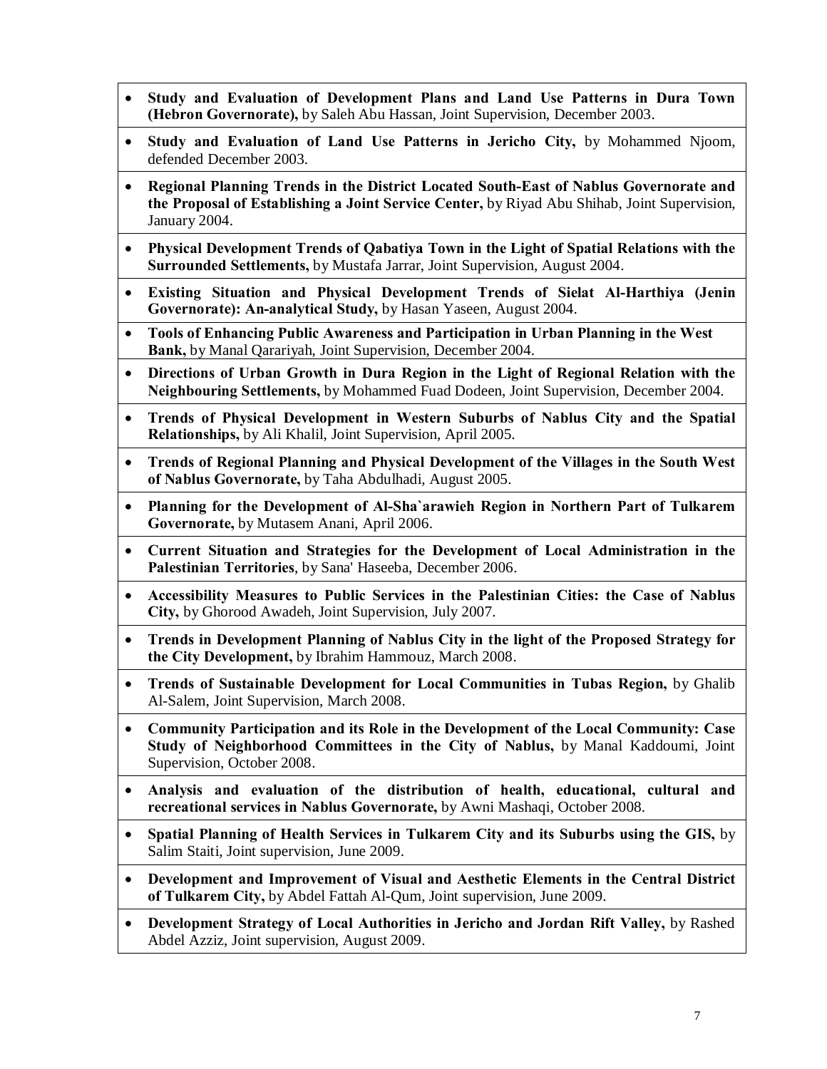- **Study and Evaluation of Development Plans and Land Use Patterns in Dura Town (Hebron Governorate),** by Saleh Abu Hassan, Joint Supervision, December 2003.
- **Study and Evaluation of Land Use Patterns in Jericho City,** by Mohammed Njoom, defended December 2003.
- **Regional Planning Trends in the District Located South-East of Nablus Governorate and the Proposal of Establishing a Joint Service Center,** by Riyad Abu Shihab, Joint Supervision, January 2004.
- **Physical Development Trends of Qabatiya Town in the Light of Spatial Relations with the Surrounded Settlements,** by Mustafa Jarrar, Joint Supervision, August 2004.
- **Existing Situation and Physical Development Trends of Sielat Al-Harthiya (Jenin Governorate): An-analytical Study,** by Hasan Yaseen, August 2004.
- **Tools of Enhancing Public Awareness and Participation in Urban Planning in the West Bank,** by Manal Qarariyah, Joint Supervision, December 2004.
- **Directions of Urban Growth in Dura Region in the Light of Regional Relation with the Neighbouring Settlements,** by Mohammed Fuad Dodeen, Joint Supervision, December 2004.
- **Trends of Physical Development in Western Suburbs of Nablus City and the Spatial Relationships,** by Ali Khalil, Joint Supervision, April 2005.
- **Trends of Regional Planning and Physical Development of the Villages in the South West of Nablus Governorate,** by Taha Abdulhadi, August 2005.
- **Planning for the Development of Al-Sha`arawieh Region in Northern Part of Tulkarem Governorate,** by Mutasem Anani, April 2006.
- **Current Situation and Strategies for the Development of Local Administration in the Palestinian Territories**, by Sana' Haseeba, December 2006.
- **Accessibility Measures to Public Services in the Palestinian Cities: the Case of Nablus City,** by Ghorood Awadeh, Joint Supervision, July 2007.
- **Trends in Development Planning of Nablus City in the light of the Proposed Strategy for the City Development,** by Ibrahim Hammouz, March 2008.
- **Trends of Sustainable Development for Local Communities in Tubas Region,** by Ghalib Al-Salem, Joint Supervision, March 2008.
- **Community Participation and its Role in the Development of the Local Community: Case Study of Neighborhood Committees in the City of Nablus,** by Manal Kaddoumi, Joint Supervision, October 2008.
- **Analysis and evaluation of the distribution of health, educational, cultural and recreational services in Nablus Governorate,** by Awni Mashaqi, October 2008.
- **Spatial Planning of Health Services in Tulkarem City and its Suburbs using the GIS,** by Salim Staiti, Joint supervision, June 2009.
- **Development and Improvement of Visual and Aesthetic Elements in the Central District of Tulkarem City,** by Abdel Fattah Al-Qum, Joint supervision, June 2009.
- **Development Strategy of Local Authorities in Jericho and Jordan Rift Valley,** by Rashed Abdel Azziz, Joint supervision, August 2009.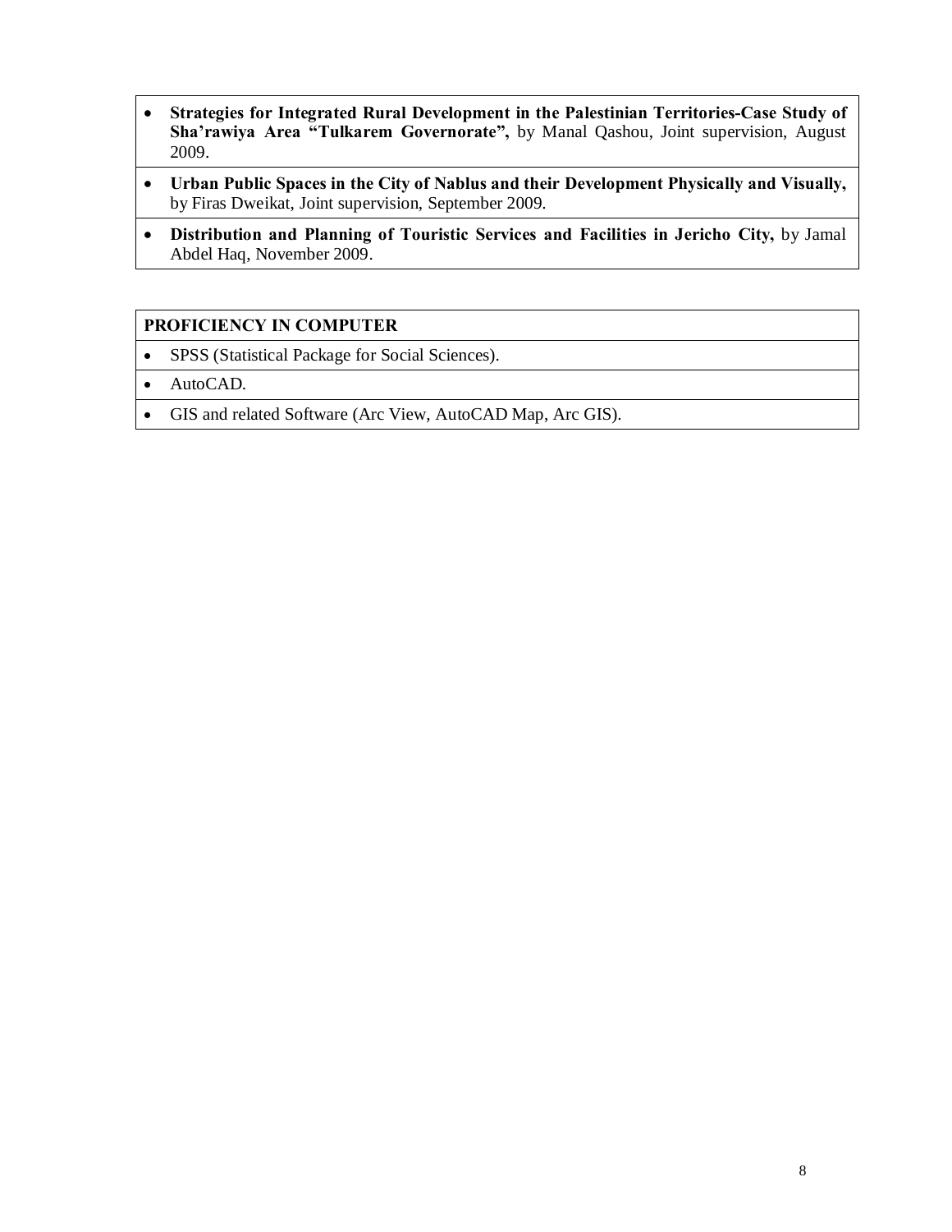- **Strategies for Integrated Rural Development in the Palestinian Territories-Case Study of Sha'rawiya Area "Tulkarem Governorate",** by Manal Qashou, Joint supervision, August 2009.
- **Urban Public Spaces in the City of Nablus and their Development Physically and Visually,** by Firas Dweikat, Joint supervision, September 2009.
- **Distribution and Planning of Touristic Services and Facilities in Jericho City,** by Jamal Abdel Haq, November 2009.

**PROFICIENCY IN COMPUTER**

- SPSS (Statistical Package for Social Sciences).
- AutoCAD.
- GIS and related Software (Arc View, AutoCAD Map, Arc GIS).